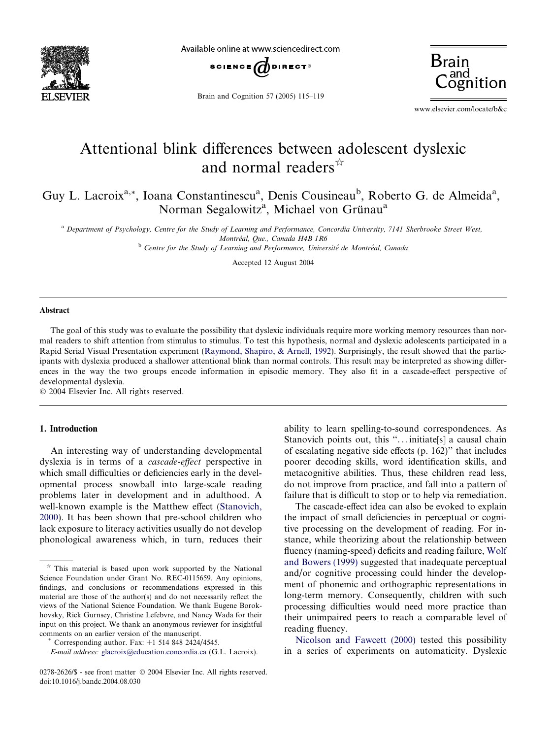# Attentional blink differences between adolescent dyslexic and normal readers ☆

Guy L. Lacroix[a,*], Ioana Constantinescu[a], Denis Cousineau[b], Roberto G. de Almeida[a], Norman Segalowitz[a], Michael von Grünau[a]

[a] *Department of Psychology, Centre for the Study of Learning and Performance, Concordia University, 7141 Sherbrooke Street West, Montréal, Que., Canada H4B 1R6*

[b] *Centre for the Study of Learning and Performance, Université de Montréal, Canada*

Accepted 12 August 2004

## Abstract

The goal of this study was to evaluate the possibility that dyslexic individuals require more working memory resources than normal readers to shift attention from stimulus to stimulus. To test this hypothesis, normal and dyslexic adolescents participated in a Rapid Serial Visual Presentation experiment (Raymond, Shapiro, & Arnell, 1992). Surprisingly, the result showed that the participants with dyslexia produced a shallower attentional blink than normal controls. This result may be interpreted as showing differences in the way the two groups encode information in episodic memory. They also fit in a cascade-effect perspective of developmental dyslexia.

© 2004 Elsevier Inc. All rights reserved.

## 1. Introduction

An interesting way of understanding developmental dyslexia is in terms of a *cascade-effect* perspective in which small difficulties or deficiencies early in the developmental process snowball into large-scale reading problems later in development and in adulthood. A well-known example is the Matthew effect (Stanovich, 2000). It has been shown that pre-school children who lack exposure to literacy activities usually do not develop phonological awareness which, in turn, reduces their ability to learn spelling-to-sound correspondences. As Stanovich points out, this "...initiate[s] a causal chain of escalating negative side effects (p. 162)" that includes poorer decoding skills, word identification skills, and metacognitive abilities. Thus, these children read less, do not improve from practice, and fall into a pattern of failure that is difficult to stop or to help via remediation.

The cascade-effect idea can also be evoked to explain the impact of small deficiencies in perceptual or cognitive processing on the development of reading. For instance, while theorizing about the relationship between fluency (naming-speed) deficits and reading failure, Wolf and Bowers (1999) suggested that inadequate perceptual and/or cognitive processing could hinder the development of phonemic and orthographic representations in long-term memory. Consequently, children with such processing difficulties would need more practice than their unimpaired peers to reach a comparable level of reading fluency.

Nicolson and Fawcett (2000) tested this possibility in a series of experiments on automaticity. Dyslexic

---

☆ This material is based upon work supported by the National Science Foundation under Grant No. REC-0115659. Any opinions, findings, and conclusions or recommendations expressed in this material are those of the author(s) and do not necessarily reflect the views of the National Science Foundation. We thank Eugene Borokhovsky, Rick Gurnsey, Christine Lefebvre, and Nancy Wada for their input on this project. We thank an anonymous reviewer for insightful comments on an earlier version of the manuscript.

\* Corresponding author. Fax: +1 514 848 2424/4545.

*E-mail address:* glacroix@education.concordia.ca (G.L. Lacroix).

0278-2626/$ - see front matter © 2004 Elsevier Inc. All rights reserved.
doi:10.1016/j.bandc.2004.08.030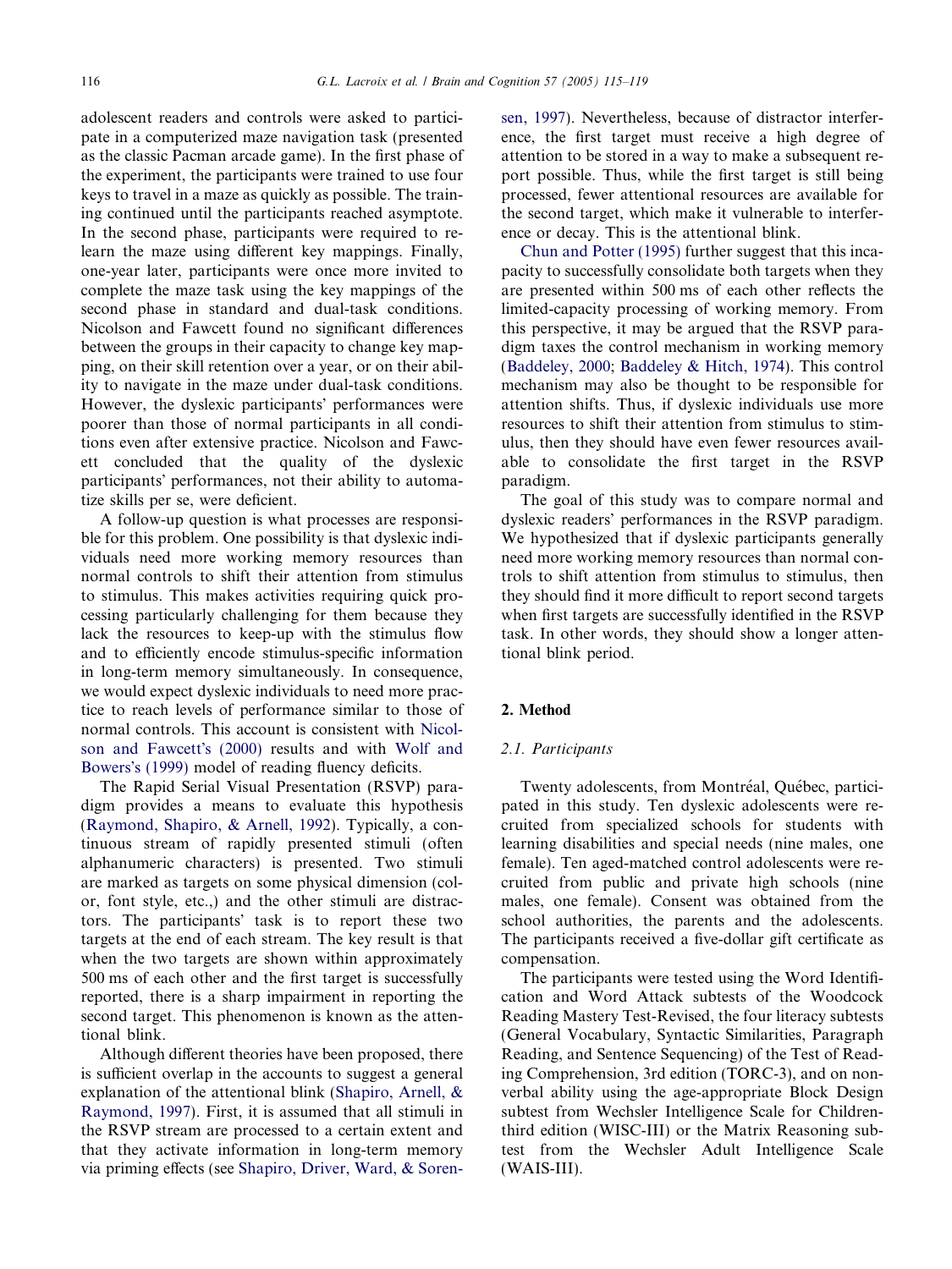adolescent readers and controls were asked to participate in a computerized maze navigation task (presented as the classic Pacman arcade game). In the first phase of the experiment, the participants were trained to use four keys to travel in a maze as quickly as possible. The training continued until the participants reached asymptote. In the second phase, participants were required to relearn the maze using different key mappings. Finally, one-year later, participants were once more invited to complete the maze task using the key mappings of the second phase in standard and dual-task conditions. Nicolson and Fawcett found no significant differences between the groups in their capacity to change key mapping, on their skill retention over a year, or on their ability to navigate in the maze under dual-task conditions. However, the dyslexic participants' performances were poorer than those of normal participants in all conditions even after extensive practice. Nicolson and Fawcett concluded that the quality of the dyslexic participants' performances, not their ability to automatize skills per se, were deficient.

A follow-up question is what processes are responsible for this problem. One possibility is that dyslexic individuals need more working memory resources than normal controls to shift their attention from stimulus to stimulus. This makes activities requiring quick processing particularly challenging for them because they lack the resources to keep-up with the stimulus flow and to efficiently encode stimulus-specific information in long-term memory simultaneously. In consequence, we would expect dyslexic individuals to need more practice to reach levels of performance similar to those of normal controls. This account is consistent with Nicolson and Fawcett's (2000) results and with Wolf and Bowers's (1999) model of reading fluency deficits.

The Rapid Serial Visual Presentation (RSVP) paradigm provides a means to evaluate this hypothesis (Raymond, Shapiro, & Arnell, 1992). Typically, a continuous stream of rapidly presented stimuli (often alphanumeric characters) is presented. Two stimuli are marked as targets on some physical dimension (color, font style, etc.,) and the other stimuli are distractors. The participants' task is to report these two targets at the end of each stream. The key result is that when the two targets are shown within approximately 500 ms of each other and the first target is successfully reported, there is a sharp impairment in reporting the second target. This phenomenon is known as the attentional blink.

Although different theories have been proposed, there is sufficient overlap in the accounts to suggest a general explanation of the attentional blink (Shapiro, Arnell, & Raymond, 1997). First, it is assumed that all stimuli in the RSVP stream are processed to a certain extent and that they activate information in long-term memory via priming effects (see Shapiro, Driver, Ward, & Sorensen, 1997). Nevertheless, because of distractor interference, the first target must receive a high degree of attention to be stored in a way to make a subsequent report possible. Thus, while the first target is still being processed, fewer attentional resources are available for the second target, which make it vulnerable to interference or decay. This is the attentional blink.

Chun and Potter (1995) further suggest that this incapacity to successfully consolidate both targets when they are presented within 500 ms of each other reflects the limited-capacity processing of working memory. From this perspective, it may be argued that the RSVP paradigm taxes the control mechanism in working memory (Baddeley, 2000; Baddeley & Hitch, 1974). This control mechanism may also be thought to be responsible for attention shifts. Thus, if dyslexic individuals use more resources to shift their attention from stimulus to stimulus, then they should have even fewer resources available to consolidate the first target in the RSVP paradigm.

The goal of this study was to compare normal and dyslexic readers' performances in the RSVP paradigm. We hypothesized that if dyslexic participants generally need more working memory resources than normal controls to shift attention from stimulus to stimulus, then they should find it more difficult to report second targets when first targets are successfully identified in the RSVP task. In other words, they should show a longer attentional blink period.

## 2. Method

### 2.1. Participants

Twenty adolescents, from Montréal, Québec, participated in this study. Ten dyslexic adolescents were recruited from specialized schools for students with learning disabilities and special needs (nine males, one female). Ten aged-matched control adolescents were recruited from public and private high schools (nine males, one female). Consent was obtained from the school authorities, the parents and the adolescents. The participants received a five-dollar gift certificate as compensation.

The participants were tested using the Word Identification and Word Attack subtests of the Woodcock Reading Mastery Test-Revised, the four literacy subtests (General Vocabulary, Syntactic Similarities, Paragraph Reading, and Sentence Sequencing) of the Test of Reading Comprehension, 3rd edition (TORC-3), and on nonverbal ability using the age-appropriate Block Design subtest from Wechsler Intelligence Scale for Children-third edition (WISC-III) or the Matrix Reasoning subtest from the Wechsler Adult Intelligence Scale (WAIS-III).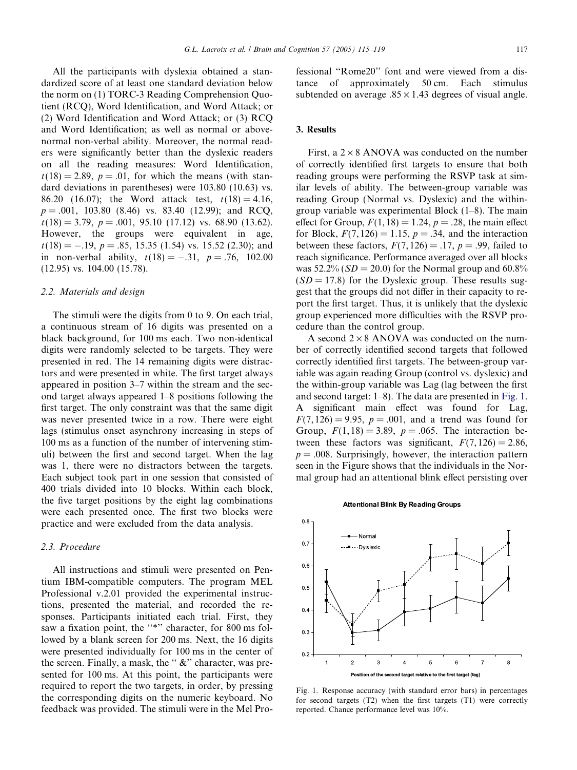All the participants with dyslexia obtained a standardized score of at least one standard deviation below the norm on (1) TORC-3 Reading Comprehension Quotient (RCQ), Word Identification, and Word Attack; or (2) Word Identification and Word Attack; or (3) RCQ and Word Identification; as well as normal or above-normal non-verbal ability. Moreover, the normal readers were significantly better than the dyslexic readers on all the reading measures: Word Identification, $t(18) = 2.89$, $p = .01$, for which the means (with standard deviations in parentheses) were 103.80 (10.63) vs. 86.20 (16.07); the Word attack test, $t(18) = 4.16$, $p = .001$, 103.80 (8.46) vs. 83.40 (12.99); and RCQ, $t(18) = 3.79$, $p = .001$, 95.10 (17.12) vs. 68.90 (13.62). However, the groups were equivalent in age, $t(18) = -.19$, $p = .85$, 15.35 (1.54) vs. 15.52 (2.30); and in non-verbal ability, $t(18) = -.31$, $p = .76$, 102.00 (12.95) vs. 104.00 (15.78).

### 2.2. Materials and design

The stimuli were the digits from 0 to 9. On each trial, a continuous stream of 16 digits was presented on a black background, for 100 ms each. Two non-identical digits were randomly selected to be targets. They were presented in red. The 14 remaining digits were distractors and were presented in white. The first target always appeared in position 3–7 within the stream and the second target always appeared 1–8 positions following the first target. The only constraint was that the same digit was never presented twice in a row. There were eight lags (stimulus onset asynchrony increasing in steps of 100 ms as a function of the number of intervening stimuli) between the first and second target. When the lag was 1, there were no distractors between the targets. Each subject took part in one session that consisted of 400 trials divided into 10 blocks. Within each block, the five target positions by the eight lag combinations were each presented once. The first two blocks were practice and were excluded from the data analysis.

### 2.3. Procedure

All instructions and stimuli were presented on Pentium IBM-compatible computers. The program MEL Professional v.2.01 provided the experimental instructions, presented the material, and recorded the responses. Participants initiated each trial. First, they saw a fixation point, the "*" character, for 800 ms followed by a blank screen for 200 ms. Next, the 16 digits were presented individually for 100 ms in the center of the screen. Finally, a mask, the " &" character, was presented for 100 ms. At this point, the participants were required to report the two targets, in order, by pressing the corresponding digits on the numeric keyboard. No feedback was provided. The stimuli were in the Mel Professional "Rome20" font and were viewed from a distance of approximately 50 cm. Each stimulus subtended on average $.85 \times 1.43$ degrees of visual angle.

## 3. Results

First, a $2 \times 8$ ANOVA was conducted on the number of correctly identified first targets to ensure that both reading groups were performing the RSVP task at similar levels of ability. The between-group variable was reading Group (Normal vs. Dyslexic) and the within-group variable was experimental Block (1–8). The main effect for Group, $F(1, 18) = 1.24$, $p = .28$, the main effect for Block, $F(7, 126) = 1.15$, $p = .34$, and the interaction between these factors, $F(7, 126) = .17$, $p = .99$, failed to reach significance. Performance averaged over all blocks was 52.2% ($SD = 20.0$) for the Normal group and 60.8% ($SD = 17.8$) for the Dyslexic group. These results suggest that the groups did not differ in their capacity to report the first target. Thus, it is unlikely that the dyslexic group experienced more difficulties with the RSVP procedure than the control group.

A second $2 \times 8$ ANOVA was conducted on the number of correctly identified second targets that followed correctly identified first targets. The between-group variable was again reading Group (control vs. dyslexic) and the within-group variable was Lag (lag between the first and second target: 1–8). The data are presented in Fig. 1. A significant main effect was found for Lag, $F(7, 126) = 9.95$, $p = .001$, and a trend was found for Group, $F(1, 18) = 3.89$, $p = .065$. The interaction between these factors was significant, $F(7, 126) = 2.86$, $p = .008$. Surprisingly, however, the interaction pattern seen in the Figure shows that the individuals in the Normal group had an attentional blink effect persisting over

Fig. 1. Response accuracy (with standard error bars) in percentages for second targets (T2) when the first targets (T1) were correctly reported. Chance performance level was 10%.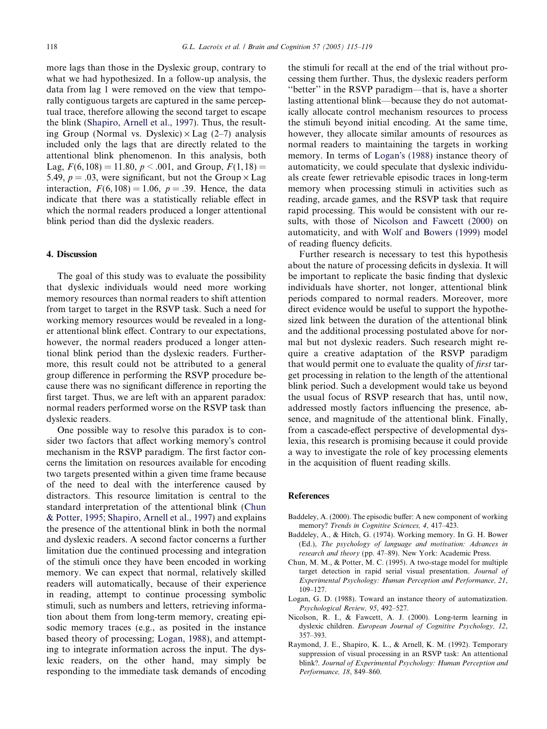more lags than those in the Dyslexic group, contrary to what we had hypothesized. In a follow-up analysis, the data from lag 1 were removed on the view that temporally contiguous targets are captured in the same perceptual trace, therefore allowing the second target to escape the blink (Shapiro, Arnell et al., 1997). Thus, the resulting Group (Normal vs. Dyslexic) × Lag (2–7) analysis included only the lags that are directly related to the attentional blink phenomenon. In this analysis, both Lag, $F(6, 108) = 11.80$, $p < .001$, and Group, $F(1, 18) = 5.49$, $p = .03$, were significant, but not the Group × Lag interaction, $F(6, 108) = 1.06$, $p = .39$. Hence, the data indicate that there was a statistically reliable effect in which the normal readers produced a longer attentional blink period than did the dyslexic readers.

## 4. Discussion

The goal of this study was to evaluate the possibility that dyslexic individuals would need more working memory resources than normal readers to shift attention from target to target in the RSVP task. Such a need for working memory resources would be revealed in a longer attentional blink effect. Contrary to our expectations, however, the normal readers produced a longer attentional blink period than the dyslexic readers. Furthermore, this result could not be attributed to a general group difference in performing the RSVP procedure because there was no significant difference in reporting the first target. Thus, we are left with an apparent paradox: normal readers performed worse on the RSVP task than dyslexic readers.

One possible way to resolve this paradox is to consider two factors that affect working memory's control mechanism in the RSVP paradigm. The first factor concerns the limitation on resources available for encoding two targets presented within a given time frame because of the need to deal with the interference caused by distractors. This resource limitation is central to the standard interpretation of the attentional blink (Chun & Potter, 1995; Shapiro, Arnell et al., 1997) and explains the presence of the attentional blink in both the normal and dyslexic readers. A second factor concerns a further limitation due the continued processing and integration of the stimuli once they have been encoded in working memory. We can expect that normal, relatively skilled readers will automatically, because of their experience in reading, attempt to continue processing symbolic stimuli, such as numbers and letters, retrieving information about them from long-term memory, creating episodic memory traces (e.g., as posited in the instance based theory of processing; Logan, 1988), and attempting to integrate information across the input. The dyslexic readers, on the other hand, may simply be responding to the immediate task demands of encoding the stimuli for recall at the end of the trial without processing them further. Thus, the dyslexic readers perform "better" in the RSVP paradigm—that is, have a shorter lasting attentional blink—because they do not automatically allocate control mechanism resources to process the stimuli beyond initial encoding. At the same time, however, they allocate similar amounts of resources as normal readers to maintaining the targets in working memory. In terms of Logan's (1988) instance theory of automaticity, we could speculate that dyslexic individuals create fewer retrievable episodic traces in long-term memory when processing stimuli in activities such as reading, arcade games, and the RSVP task that require rapid processing. This would be consistent with our results, with those of Nicolson and Fawcett (2000) on automaticity, and with Wolf and Bowers (1999) model of reading fluency deficits.

Further research is necessary to test this hypothesis about the nature of processing deficits in dyslexia. It will be important to replicate the basic finding that dyslexic individuals have shorter, not longer, attentional blink periods compared to normal readers. Moreover, more direct evidence would be useful to support the hypothesized link between the duration of the attentional blink and the additional processing postulated above for normal but not dyslexic readers. Such research might require a creative adaptation of the RSVP paradigm that would permit one to evaluate the quality of *first* target processing in relation to the length of the attentional blink period. Such a development would take us beyond the usual focus of RSVP research that has, until now, addressed mostly factors influencing the presence, absence, and magnitude of the attentional blink. Finally, from a cascade-effect perspective of developmental dyslexia, this research is promising because it could provide a way to investigate the role of key processing elements in the acquisition of fluent reading skills.

## References

Baddeley, A. (2000). The episodic buffer: A new component of working memory? *Trends in Cognitive Sciences, 4*, 417–423.

Baddeley, A., & Hitch, G. (1974). Working memory. In G. H. Bower (Ed.), *The psychology of language and motivation: Advances in research and theory* (pp. 47–89). New York: Academic Press.

Chun, M. M., & Potter, M. C. (1995). A two-stage model for multiple target detection in rapid serial visual presentation. *Journal of Experimental Psychology: Human Perception and Performance, 21*, 109–127.

Logan, G. D. (1988). Toward an instance theory of automatization. *Psychological Review, 95*, 492–527.

Nicolson, R. I., & Fawcett, A. J. (2000). Long-term learning in dyslexic children. *European Journal of Cognitive Psychology, 12*, 357–393.

Raymond, J. E., Shapiro, K. L., & Arnell, K. M. (1992). Temporary suppression of visual processing in an RSVP task: An attentional blink?. *Journal of Experimental Psychology: Human Perception and Performance, 18*, 849–860.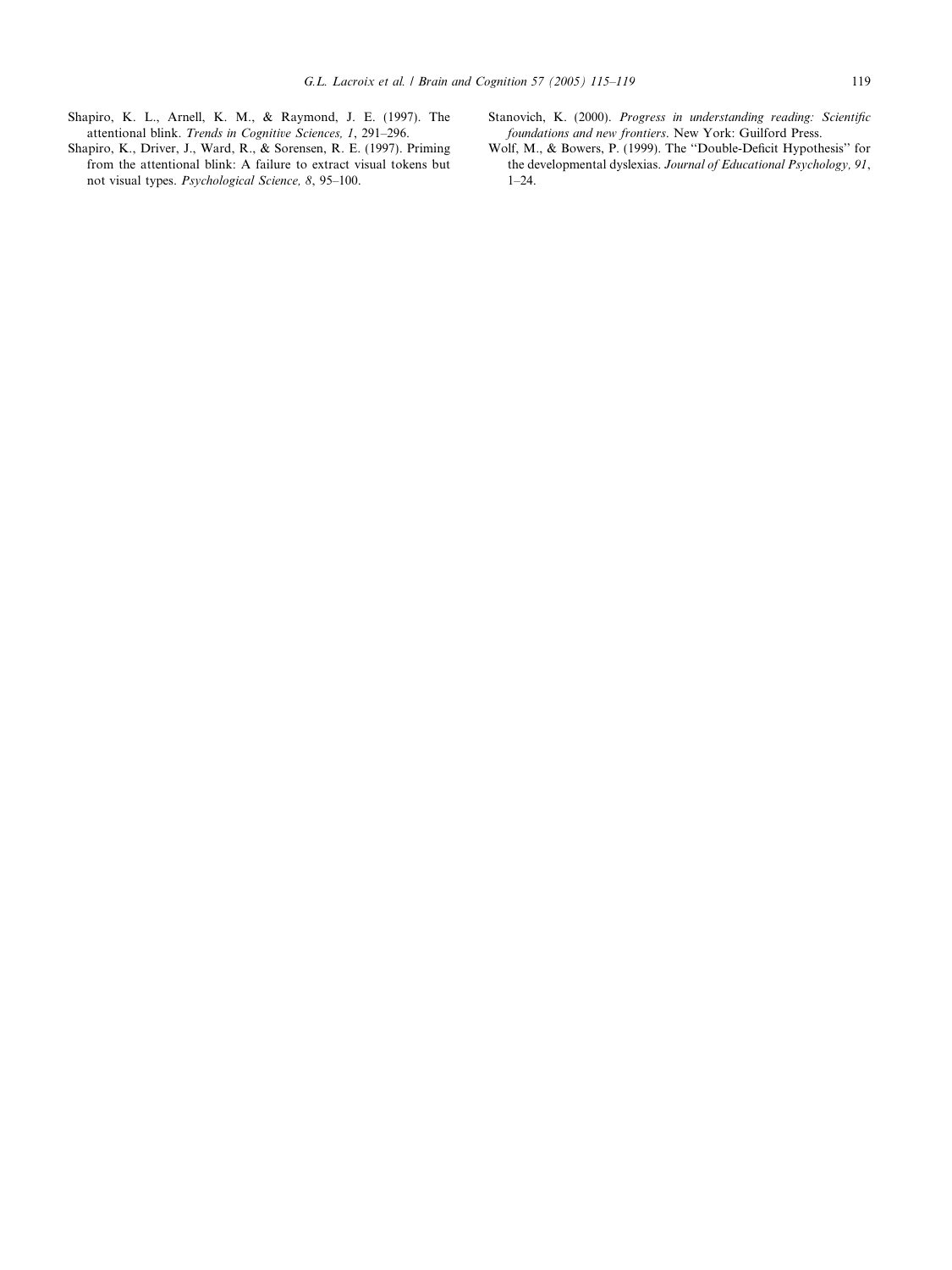Shapiro, K. L., Arnell, K. M., & Raymond, J. E. (1997). The attentional blink. *Trends in Cognitive Sciences, 1*, 291–296.

Shapiro, K., Driver, J., Ward, R., & Sorensen, R. E. (1997). Priming from the attentional blink: A failure to extract visual tokens but not visual types. *Psychological Science, 8*, 95–100.

Stanovich, K. (2000). *Progress in understanding reading: Scientific foundations and new frontiers*. New York: Guilford Press.

Wolf, M., & Bowers, P. (1999). The "Double-Deficit Hypothesis" for the developmental dyslexias. *Journal of Educational Psychology, 91*, 1–24.